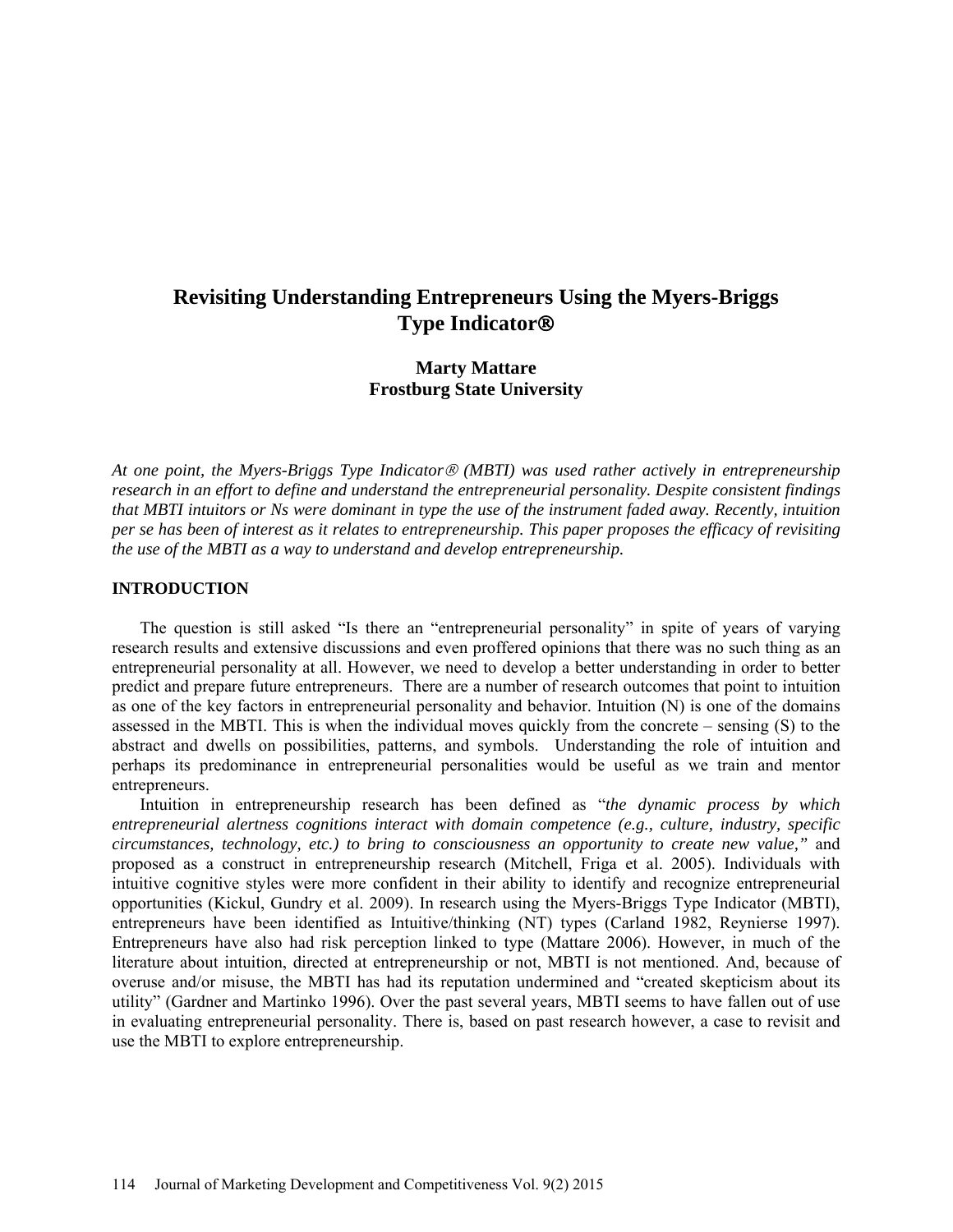# Revisiting Understanding Entrepreneurs Using the Myers-Briggs Type Indicator®

**Marty Mattare**
**Frostburg State University**

*At one point, the Myers-Briggs Type Indicator® (MBTI) was used rather actively in entrepreneurship research in an effort to define and understand the entrepreneurial personality. Despite consistent findings that MBTI intuitors or Ns were dominant in type the use of the instrument faded away. Recently, intuition per se has been of interest as it relates to entrepreneurship. This paper proposes the efficacy of revisiting the use of the MBTI as a way to understand and develop entrepreneurship.*

## INTRODUCTION

The question is still asked "Is there an "entrepreneurial personality" in spite of years of varying research results and extensive discussions and even proffered opinions that there was no such thing as an entrepreneurial personality at all. However, we need to develop a better understanding in order to better predict and prepare future entrepreneurs. There are a number of research outcomes that point to intuition as one of the key factors in entrepreneurial personality and behavior. Intuition (N) is one of the domains assessed in the MBTI. This is when the individual moves quickly from the concrete – sensing (S) to the abstract and dwells on possibilities, patterns, and symbols. Understanding the role of intuition and perhaps its predominance in entrepreneurial personalities would be useful as we train and mentor entrepreneurs.

Intuition in entrepreneurship research has been defined as "*the dynamic process by which entrepreneurial alertness cognitions interact with domain competence (e.g., culture, industry, specific circumstances, technology, etc.) to bring to consciousness an opportunity to create new value,"* and proposed as a construct in entrepreneurship research (Mitchell, Friga et al. 2005). Individuals with intuitive cognitive styles were more confident in their ability to identify and recognize entrepreneurial opportunities (Kickul, Gundry et al. 2009). In research using the Myers-Briggs Type Indicator (MBTI), entrepreneurs have been identified as Intuitive/thinking (NT) types (Carland 1982, Reynierse 1997). Entrepreneurs have also had risk perception linked to type (Mattare 2006). However, in much of the literature about intuition, directed at entrepreneurship or not, MBTI is not mentioned. And, because of overuse and/or misuse, the MBTI has had its reputation undermined and "created skepticism about its utility" (Gardner and Martinko 1996). Over the past several years, MBTI seems to have fallen out of use in evaluating entrepreneurial personality. There is, based on past research however, a case to revisit and use the MBTI to explore entrepreneurship.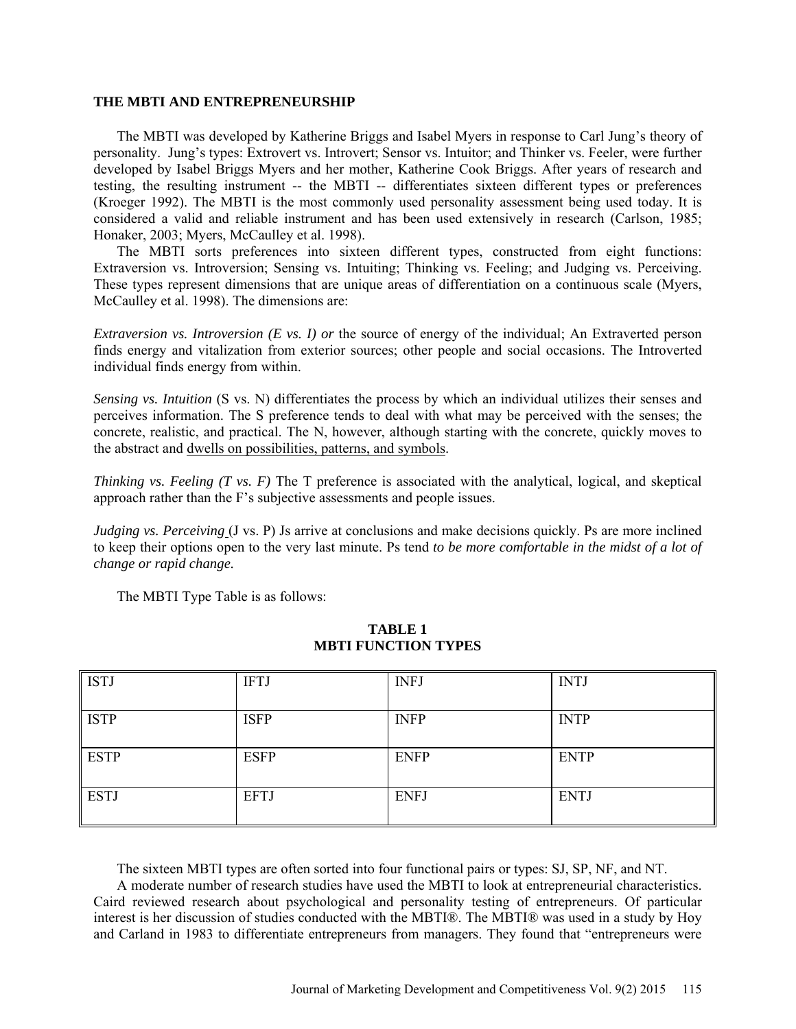## THE MBTI AND ENTREPRENEURSHIP

The MBTI was developed by Katherine Briggs and Isabel Myers in response to Carl Jung's theory of personality. Jung's types: Extrovert vs. Introvert; Sensor vs. Intuitor; and Thinker vs. Feeler, were further developed by Isabel Briggs Myers and her mother, Katherine Cook Briggs. After years of research and testing, the resulting instrument -- the MBTI -- differentiates sixteen different types or preferences (Kroeger 1992). The MBTI is the most commonly used personality assessment being used today. It is considered a valid and reliable instrument and has been used extensively in research (Carlson, 1985; Honaker, 2003; Myers, McCaulley et al. 1998).

The MBTI sorts preferences into sixteen different types, constructed from eight functions: Extraversion vs. Introversion; Sensing vs. Intuiting; Thinking vs. Feeling; and Judging vs. Perceiving. These types represent dimensions that are unique areas of differentiation on a continuous scale (Myers, McCaulley et al. 1998). The dimensions are:

*Extraversion vs. Introversion (E vs. I) or* the source of energy of the individual; An Extraverted person finds energy and vitalization from exterior sources; other people and social occasions. The Introverted individual finds energy from within.

*Sensing vs. Intuition* (S vs. N) differentiates the process by which an individual utilizes their senses and perceives information. The S preference tends to deal with what may be perceived with the senses; the concrete, realistic, and practical. The N, however, although starting with the concrete, quickly moves to the abstract and <u>dwells on possibilities, patterns, and symbols</u>.

*Thinking vs. Feeling (T vs. F)* The T preference is associated with the analytical, logical, and skeptical approach rather than the F's subjective assessments and people issues.

*Judging vs. Perceiving* (J vs. P) Js arrive at conclusions and make decisions quickly. Ps are more inclined to keep their options open to the very last minute. Ps tend *to be more comfortable in the midst of a lot of change or rapid change.*

The MBTI Type Table is as follows:

**TABLE 1**
**MBTI FUNCTION TYPES**

| | | | |
|---|---|---|---|
| ISTJ | IFTJ | INFJ | INTJ |
| ISTP | ISFP | INFP | INTP |
| ESTP | ESFP | ENFP | ENTP |
| ESTJ | EFTJ | ENFJ | ENTJ |

The sixteen MBTI types are often sorted into four functional pairs or types: SJ, SP, NF, and NT.

A moderate number of research studies have used the MBTI to look at entrepreneurial characteristics. Caird reviewed research about psychological and personality testing of entrepreneurs. Of particular interest is her discussion of studies conducted with the MBTI®. The MBTI® was used in a study by Hoy and Carland in 1983 to differentiate entrepreneurs from managers. They found that "entrepreneurs were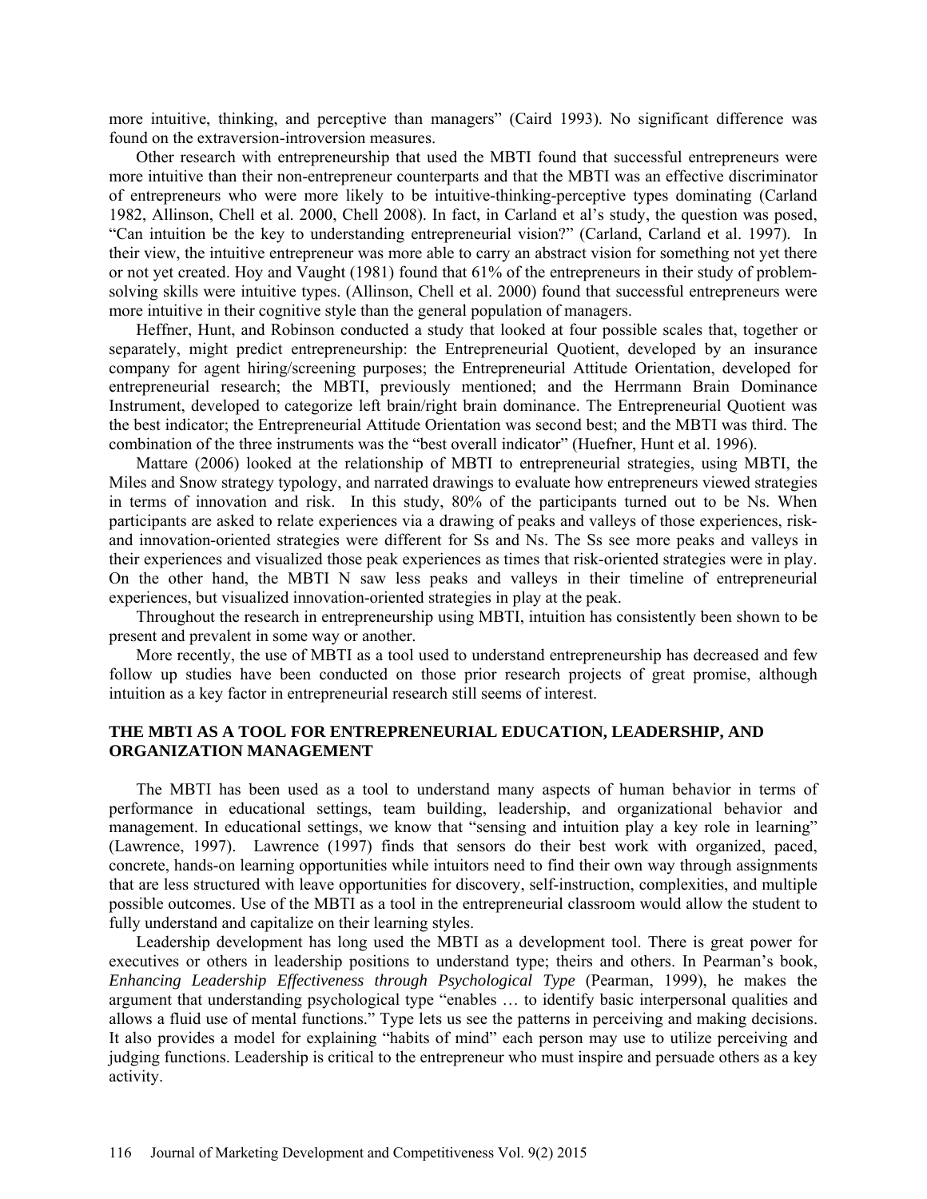more intuitive, thinking, and perceptive than managers" (Caird 1993). No significant difference was found on the extraversion-introversion measures.

Other research with entrepreneurship that used the MBTI found that successful entrepreneurs were more intuitive than their non-entrepreneur counterparts and that the MBTI was an effective discriminator of entrepreneurs who were more likely to be intuitive-thinking-perceptive types dominating (Carland 1982, Allinson, Chell et al. 2000, Chell 2008). In fact, in Carland et al's study, the question was posed, "Can intuition be the key to understanding entrepreneurial vision?" (Carland, Carland et al. 1997). In their view, the intuitive entrepreneur was more able to carry an abstract vision for something not yet there or not yet created. Hoy and Vaught (1981) found that 61% of the entrepreneurs in their study of problem-solving skills were intuitive types. (Allinson, Chell et al. 2000) found that successful entrepreneurs were more intuitive in their cognitive style than the general population of managers.

Heffner, Hunt, and Robinson conducted a study that looked at four possible scales that, together or separately, might predict entrepreneurship: the Entrepreneurial Quotient, developed by an insurance company for agent hiring/screening purposes; the Entrepreneurial Attitude Orientation, developed for entrepreneurial research; the MBTI, previously mentioned; and the Herrmann Brain Dominance Instrument, developed to categorize left brain/right brain dominance. The Entrepreneurial Quotient was the best indicator; the Entrepreneurial Attitude Orientation was second best; and the MBTI was third. The combination of the three instruments was the "best overall indicator" (Huefner, Hunt et al. 1996).

Mattare (2006) looked at the relationship of MBTI to entrepreneurial strategies, using MBTI, the Miles and Snow strategy typology, and narrated drawings to evaluate how entrepreneurs viewed strategies in terms of innovation and risk. In this study, 80% of the participants turned out to be Ns. When participants are asked to relate experiences via a drawing of peaks and valleys of those experiences, risk- and innovation-oriented strategies were different for Ss and Ns. The Ss see more peaks and valleys in their experiences and visualized those peak experiences as times that risk-oriented strategies were in play. On the other hand, the MBTI N saw less peaks and valleys in their timeline of entrepreneurial experiences, but visualized innovation-oriented strategies in play at the peak.

Throughout the research in entrepreneurship using MBTI, intuition has consistently been shown to be present and prevalent in some way or another.

More recently, the use of MBTI as a tool used to understand entrepreneurship has decreased and few follow up studies have been conducted on those prior research projects of great promise, although intuition as a key factor in entrepreneurial research still seems of interest.

## THE MBTI AS A TOOL FOR ENTREPRENEURIAL EDUCATION, LEADERSHIP, AND ORGANIZATION MANAGEMENT

The MBTI has been used as a tool to understand many aspects of human behavior in terms of performance in educational settings, team building, leadership, and organizational behavior and management. In educational settings, we know that "sensing and intuition play a key role in learning" (Lawrence, 1997). Lawrence (1997) finds that sensors do their best work with organized, paced, concrete, hands-on learning opportunities while intuitors need to find their own way through assignments that are less structured with leave opportunities for discovery, self-instruction, complexities, and multiple possible outcomes. Use of the MBTI as a tool in the entrepreneurial classroom would allow the student to fully understand and capitalize on their learning styles.

Leadership development has long used the MBTI as a development tool. There is great power for executives or others in leadership positions to understand type; theirs and others. In Pearman's book, *Enhancing Leadership Effectiveness through Psychological Type* (Pearman, 1999), he makes the argument that understanding psychological type "enables … to identify basic interpersonal qualities and allows a fluid use of mental functions." Type lets us see the patterns in perceiving and making decisions. It also provides a model for explaining "habits of mind" each person may use to utilize perceiving and judging functions. Leadership is critical to the entrepreneur who must inspire and persuade others as a key activity.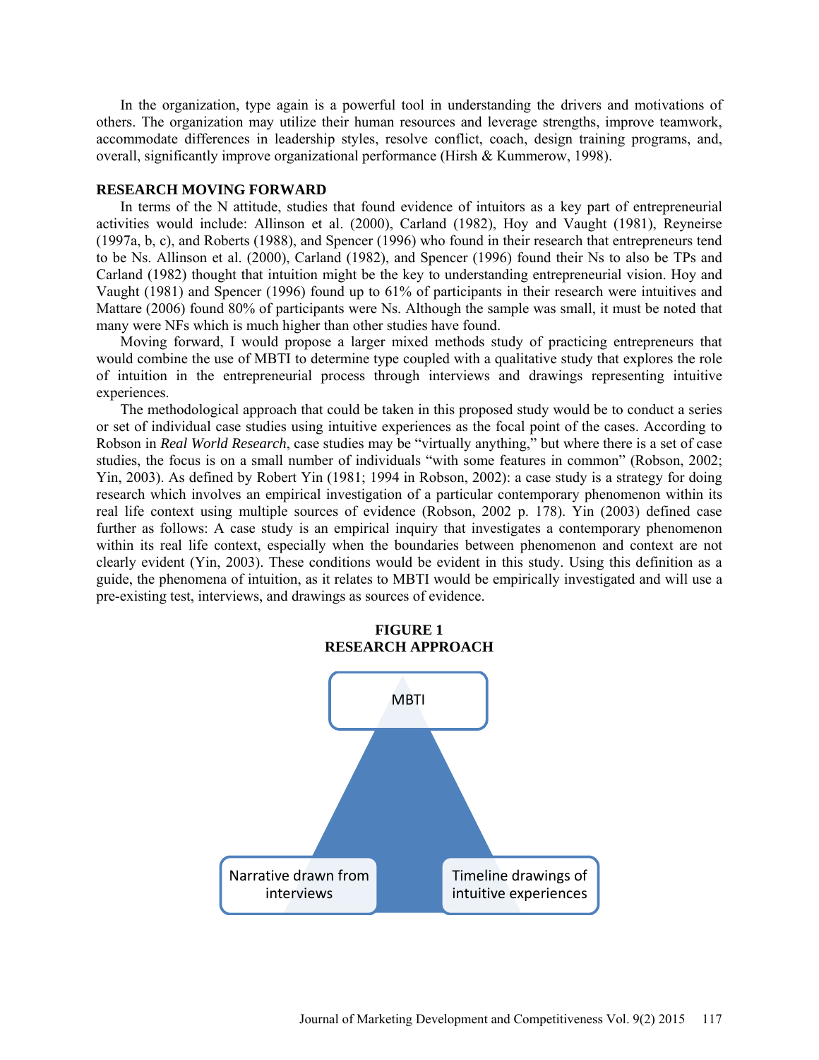In the organization, type again is a powerful tool in understanding the drivers and motivations of others. The organization may utilize their human resources and leverage strengths, improve teamwork, accommodate differences in leadership styles, resolve conflict, coach, design training programs, and, overall, significantly improve organizational performance (Hirsh & Kummerow, 1998).

## RESEARCH MOVING FORWARD

In terms of the N attitude, studies that found evidence of intuitors as a key part of entrepreneurial activities would include: Allinson et al. (2000), Carland (1982), Hoy and Vaught (1981), Reyneirse (1997a, b, c), and Roberts (1988), and Spencer (1996) who found in their research that entrepreneurs tend to be Ns. Allinson et al. (2000), Carland (1982), and Spencer (1996) found their Ns to also be TPs and Carland (1982) thought that intuition might be the key to understanding entrepreneurial vision. Hoy and Vaught (1981) and Spencer (1996) found up to 61% of participants in their research were intuitives and Mattare (2006) found 80% of participants were Ns. Although the sample was small, it must be noted that many were NFs which is much higher than other studies have found.

Moving forward, I would propose a larger mixed methods study of practicing entrepreneurs that would combine the use of MBTI to determine type coupled with a qualitative study that explores the role of intuition in the entrepreneurial process through interviews and drawings representing intuitive experiences.

The methodological approach that could be taken in this proposed study would be to conduct a series or set of individual case studies using intuitive experiences as the focal point of the cases. According to Robson in *Real World Research*, case studies may be "virtually anything," but where there is a set of case studies, the focus is on a small number of individuals "with some features in common" (Robson, 2002; Yin, 2003). As defined by Robert Yin (1981; 1994 in Robson, 2002): a case study is a strategy for doing research which involves an empirical investigation of a particular contemporary phenomenon within its real life context using multiple sources of evidence (Robson, 2002 p. 178). Yin (2003) defined case further as follows: A case study is an empirical inquiry that investigates a contemporary phenomenon within its real life context, especially when the boundaries between phenomenon and context are not clearly evident (Yin, 2003). These conditions would be evident in this study. Using this definition as a guide, the phenomena of intuition, as it relates to MBTI would be empirically investigated and will use a pre-existing test, interviews, and drawings as sources of evidence.

**FIGURE 1**
**RESEARCH APPROACH**

MBTI

Narrative drawn from interviews

Timeline drawings of intuitive experiences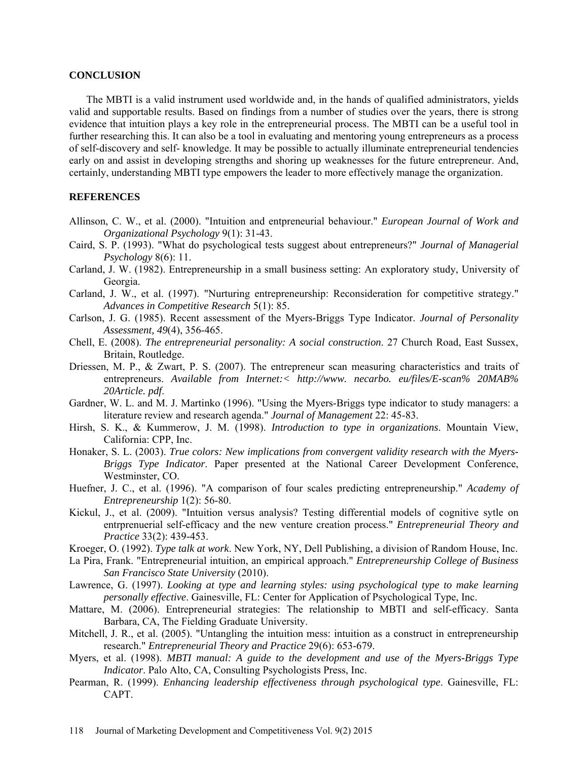## CONCLUSION

The MBTI is a valid instrument used worldwide and, in the hands of qualified administrators, yields valid and supportable results. Based on findings from a number of studies over the years, there is strong evidence that intuition plays a key role in the entrepreneurial process. The MBTI can be a useful tool in further researching this. It can also be a tool in evaluating and mentoring young entrepreneurs as a process of self-discovery and self- knowledge. It may be possible to actually illuminate entrepreneurial tendencies early on and assist in developing strengths and shoring up weaknesses for the future entrepreneur. And, certainly, understanding MBTI type empowers the leader to more effectively manage the organization.

## REFERENCES

Allinson, C. W., et al. (2000). "Intuition and entpreneurial behaviour." *European Journal of Work and Organizational Psychology* 9(1): 31-43.

Caird, S. P. (1993). "What do psychological tests suggest about entrepreneurs?" *Journal of Managerial Psychology* 8(6): 11.

Carland, J. W. (1982). Entrepreneurship in a small business setting: An exploratory study, University of Georgia.

Carland, J. W., et al. (1997). "Nurturing entrepreneurship: Reconsideration for competitive strategy." *Advances in Competitive Research* 5(1): 85.

Carlson, J. G. (1985). Recent assessment of the Myers-Briggs Type Indicator. *Journal of Personality Assessment, 49*(4), 356-465.

Chell, E. (2008). *The entrepreneurial personality: A social construction*. 27 Church Road, East Sussex, Britain, Routledge.

Driessen, M. P., & Zwart, P. S. (2007). The entrepreneur scan measuring characteristics and traits of entrepreneurs. *Available from Internet:< http://www. necarbo. eu/files/E-scan% 20MAB% 20Article. pdf*.

Gardner, W. L. and M. J. Martinko (1996). "Using the Myers-Briggs type indicator to study managers: a literature review and research agenda." *Journal of Management* 22: 45-83.

Hirsh, S. K., & Kummerow, J. M. (1998). *Introduction to type in organizations*. Mountain View, California: CPP, Inc.

Honaker, S. L. (2003). *True colors: New implications from convergent validity research with the Myers-Briggs Type Indicator*. Paper presented at the National Career Development Conference, Westminster, CO.

Huefner, J. C., et al. (1996). "A comparison of four scales predicting entrepreneurship." *Academy of Entrepreneurship* 1(2): 56-80.

Kickul, J., et al. (2009). "Intuition versus analysis? Testing differential models of cognitive sytle on entrprenuerial self-efficacy and the new venture creation process." *Entrepreneurial Theory and Practice* 33(2): 439-453.

Kroeger, O. (1992). *Type talk at work*. New York, NY, Dell Publishing, a division of Random House, Inc.

La Pira, Frank. "Entrepreneurial intuition, an empirical approach." *Entrepreneurship College of Business San Francisco State University* (2010).

Lawrence, G. (1997). *Looking at type and learning styles: using psychological type to make learning personally effective*. Gainesville, FL: Center for Application of Psychological Type, Inc.

Mattare, M. (2006). Entrepreneurial strategies: The relationship to MBTI and self-efficacy. Santa Barbara, CA, The Fielding Graduate University.

Mitchell, J. R., et al. (2005). "Untangling the intuition mess: intuition as a construct in entrepreneurship research." *Entrepreneurial Theory and Practice* 29(6): 653-679.

Myers, et al. (1998). *MBTI manual: A guide to the development and use of the Myers-Briggs Type Indicator*. Palo Alto, CA, Consulting Psychologists Press, Inc.

Pearman, R. (1999). *Enhancing leadership effectiveness through psychological type*. Gainesville, FL: CAPT.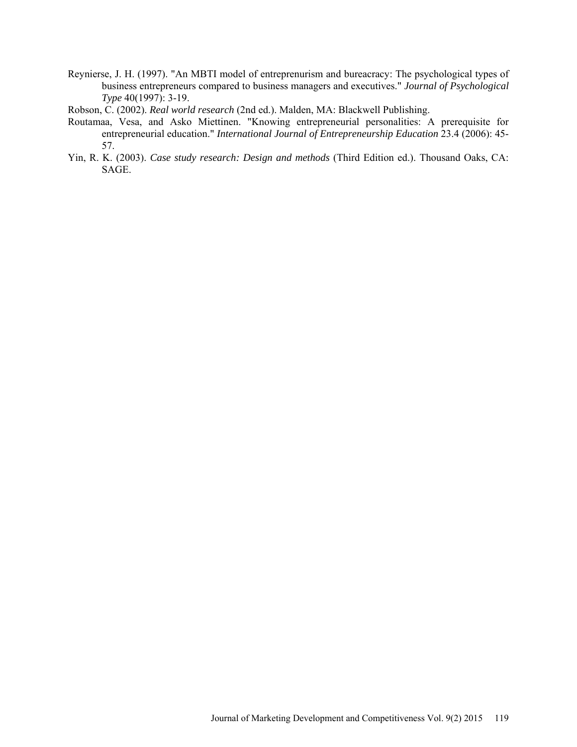Reynierse, J. H. (1997). "An MBTI model of entreprenurism and bureacracy: The psychological types of business entrepreneurs compared to business managers and executives." *Journal of Psychological Type* 40(1997): 3-19.

Robson, C. (2002). *Real world research* (2nd ed.). Malden, MA: Blackwell Publishing.

Routamaa, Vesa, and Asko Miettinen. "Knowing entrepreneurial personalities: A prerequisite for entrepreneurial education." *International Journal of Entrepreneurship Education* 23.4 (2006): 45-57.

Yin, R. K. (2003). *Case study research: Design and methods* (Third Edition ed.). Thousand Oaks, CA: SAGE.